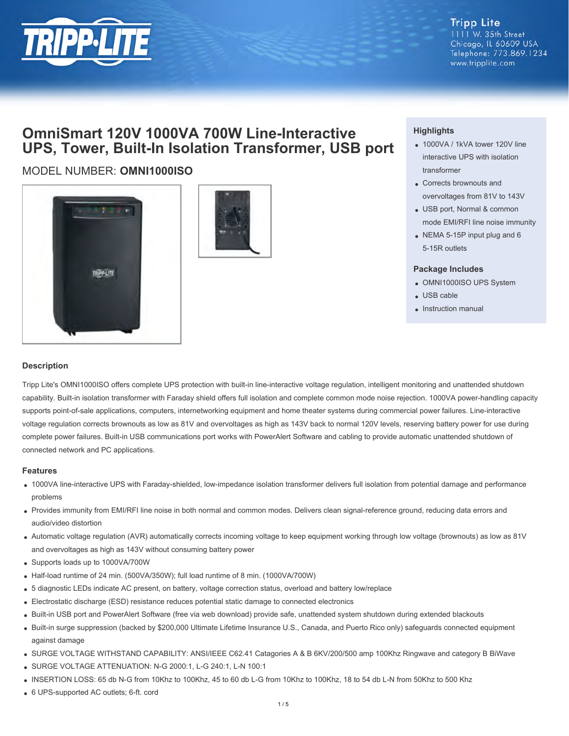Tripp Lite
1111 W. 35th Street
Chicago, IL 60609 USA
Telephone: 773.869.1234
www.tripplite.com

# OmniSmart 120V 1000VA 700W Line-Interactive UPS, Tower, Built-In Isolation Transformer, USB port

MODEL NUMBER: **OMNI1000ISO**

### Highlights

- 1000VA / 1kVA tower 120V line interactive UPS with isolation transformer
- Corrects brownouts and overvoltages from 81V to 143V
- USB port, Normal & common mode EMI/RFI line noise immunity
- NEMA 5-15P input plug and 6 5-15R outlets

### Package Includes

- OMNI1000ISO UPS System
- USB cable
- Instruction manual

## Description

Tripp Lite's OMNI1000ISO offers complete UPS protection with built-in line-interactive voltage regulation, intelligent monitoring and unattended shutdown capability. Built-in isolation transformer with Faraday shield offers full isolation and complete common mode noise rejection. 1000VA power-handling capacity supports point-of-sale applications, computers, internetworking equipment and home theater systems during commercial power failures. Line-interactive voltage regulation corrects brownouts as low as 81V and overvoltages as high as 143V back to normal 120V levels, reserving battery power for use during complete power failures. Built-in USB communications port works with PowerAlert Software and cabling to provide automatic unattended shutdown of connected network and PC applications.

## Features

- 1000VA line-interactive UPS with Faraday-shielded, low-impedance isolation transformer delivers full isolation from potential damage and performance problems
- Provides immunity from EMI/RFI line noise in both normal and common modes. Delivers clean signal-reference ground, reducing data errors and audio/video distortion
- Automatic voltage regulation (AVR) automatically corrects incoming voltage to keep equipment working through low voltage (brownouts) as low as 81V and overvoltages as high as 143V without consuming battery power
- Supports loads up to 1000VA/700W
- Half-load runtime of 24 min. (500VA/350W); full load runtime of 8 min. (1000VA/700W)
- 5 diagnostic LEDs indicate AC present, on battery, voltage correction status, overload and battery low/replace
- Electrostatic discharge (ESD) resistance reduces potential static damage to connected electronics
- Built-in USB port and PowerAlert Software (free via web download) provide safe, unattended system shutdown during extended blackouts
- Built-in surge suppression (backed by $200,000 Ultimate Lifetime Insurance U.S., Canada, and Puerto Rico only) safeguards connected equipment against damage
- SURGE VOLTAGE WITHSTAND CAPABILITY: ANSI/IEEE C62.41 Catagories A & B 6KV/200/500 amp 100Khz Ringwave and category B BiWave
- SURGE VOLTAGE ATTENUATION: N-G 2000:1, L-G 240:1, L-N 100:1
- INSERTION LOSS: 65 db N-G from 10Khz to 100Khz, 45 to 60 db L-G from 10Khz to 100Khz, 18 to 54 db L-N from 50Khz to 500 Khz
- 6 UPS-supported AC outlets; 6-ft. cord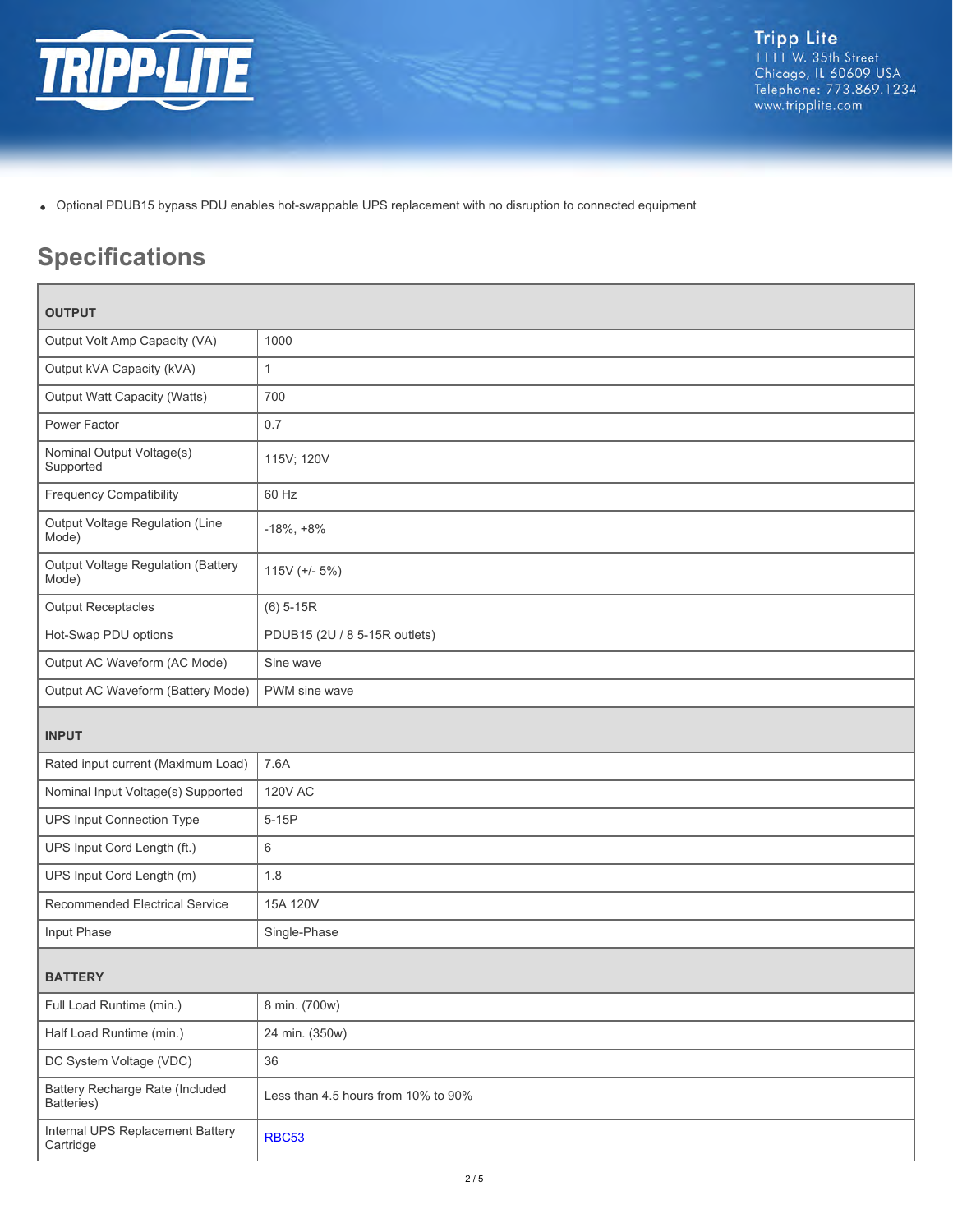- Optional PDUB15 bypass PDU enables hot-swappable UPS replacement with no disruption to connected equipment

## Specifications

| OUTPUT | |
|---|---|
| Output Volt Amp Capacity (VA) | 1000 |
| Output kVA Capacity (kVA) | 1 |
| Output Watt Capacity (Watts) | 700 |
| Power Factor | 0.7 |
| Nominal Output Voltage(s) Supported | 115V; 120V |
| Frequency Compatibility | 60 Hz |
| Output Voltage Regulation (Line Mode) | -18%, +8% |
| Output Voltage Regulation (Battery Mode) | 115V (+/- 5%) |
| Output Receptacles | (6) 5-15R |
| Hot-Swap PDU options | PDUB15 (2U / 8 5-15R outlets) |
| Output AC Waveform (AC Mode) | Sine wave |
| Output AC Waveform (Battery Mode) | PWM sine wave |
| **INPUT** | |
| Rated input current (Maximum Load) | 7.6A |
| Nominal Input Voltage(s) Supported | 120V AC |
| UPS Input Connection Type | 5-15P |
| UPS Input Cord Length (ft.) | 6 |
| UPS Input Cord Length (m) | 1.8 |
| Recommended Electrical Service | 15A 120V |
| Input Phase | Single-Phase |
| **BATTERY** | |
| Full Load Runtime (min.) | 8 min. (700w) |
| Half Load Runtime (min.) | 24 min. (350w) |
| DC System Voltage (VDC) | 36 |
| Battery Recharge Rate (Included Batteries) | Less than 4.5 hours from 10% to 90% |
| Internal UPS Replacement Battery Cartridge | RBC53 |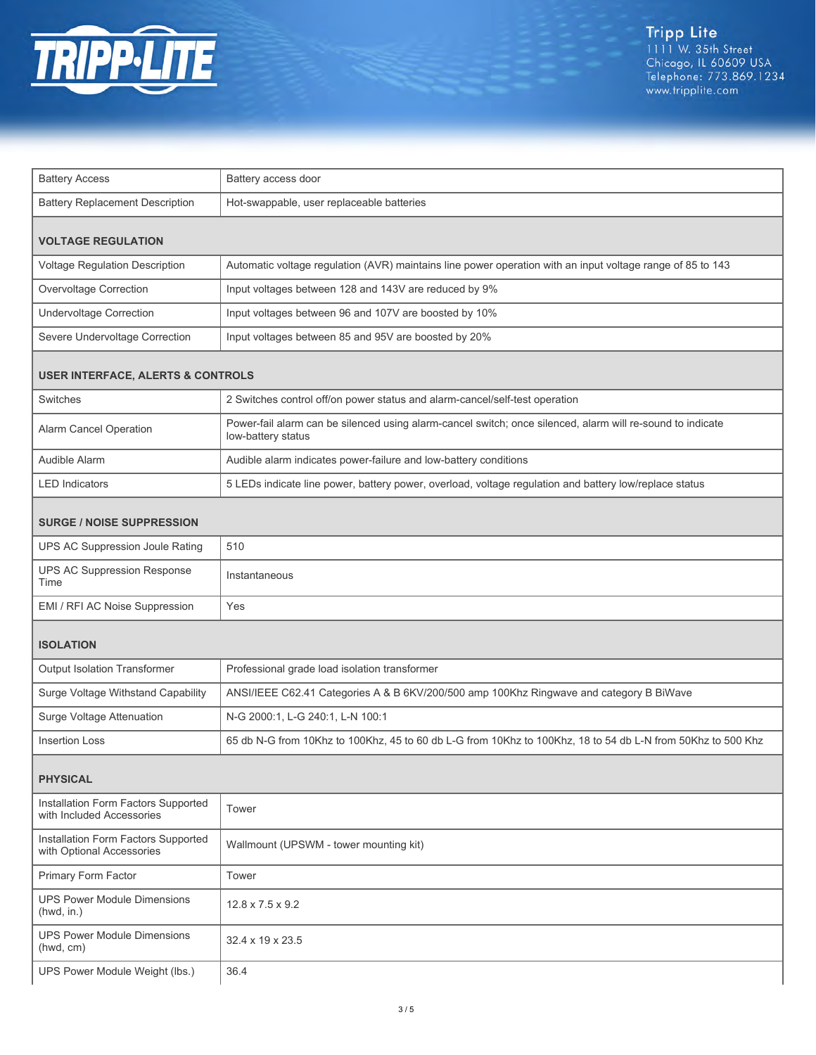| | |
|---|---|
| Battery Access | Battery access door |
| Battery Replacement Description | Hot-swappable, user replaceable batteries |
| **VOLTAGE REGULATION** | |
| Voltage Regulation Description | Automatic voltage regulation (AVR) maintains line power operation with an input voltage range of 85 to 143 |
| Overvoltage Correction | Input voltages between 128 and 143V are reduced by 9% |
| Undervoltage Correction | Input voltages between 96 and 107V are boosted by 10% |
| Severe Undervoltage Correction | Input voltages between 85 and 95V are boosted by 20% |
| **USER INTERFACE, ALERTS & CONTROLS** | |
| Switches | 2 Switches control off/on power status and alarm-cancel/self-test operation |
| Alarm Cancel Operation | Power-fail alarm can be silenced using alarm-cancel switch; once silenced, alarm will re-sound to indicate low-battery status |
| Audible Alarm | Audible alarm indicates power-failure and low-battery conditions |
| LED Indicators | 5 LEDs indicate line power, battery power, overload, voltage regulation and battery low/replace status |
| **SURGE / NOISE SUPPRESSION** | |
| UPS AC Suppression Joule Rating | 510 |
| UPS AC Suppression Response Time | Instantaneous |
| EMI / RFI AC Noise Suppression | Yes |
| **ISOLATION** | |
| Output Isolation Transformer | Professional grade load isolation transformer |
| Surge Voltage Withstand Capability | ANSI/IEEE C62.41 Categories A & B 6KV/200/500 amp 100Khz Ringwave and category B BiWave |
| Surge Voltage Attenuation | N-G 2000:1, L-G 240:1, L-N 100:1 |
| Insertion Loss | 65 db N-G from 10Khz to 100Khz, 45 to 60 db L-G from 10Khz to 100Khz, 18 to 54 db L-N from 50Khz to 500 Khz |
| **PHYSICAL** | |
| Installation Form Factors Supported with Included Accessories | Tower |
| Installation Form Factors Supported with Optional Accessories | Wallmount (UPSWM - tower mounting kit) |
| Primary Form Factor | Tower |
| UPS Power Module Dimensions (hwd, in.) | 12.8 x 7.5 x 9.2 |
| UPS Power Module Dimensions (hwd, cm) | 32.4 x 19 x 23.5 |
| UPS Power Module Weight (lbs.) | 36.4 |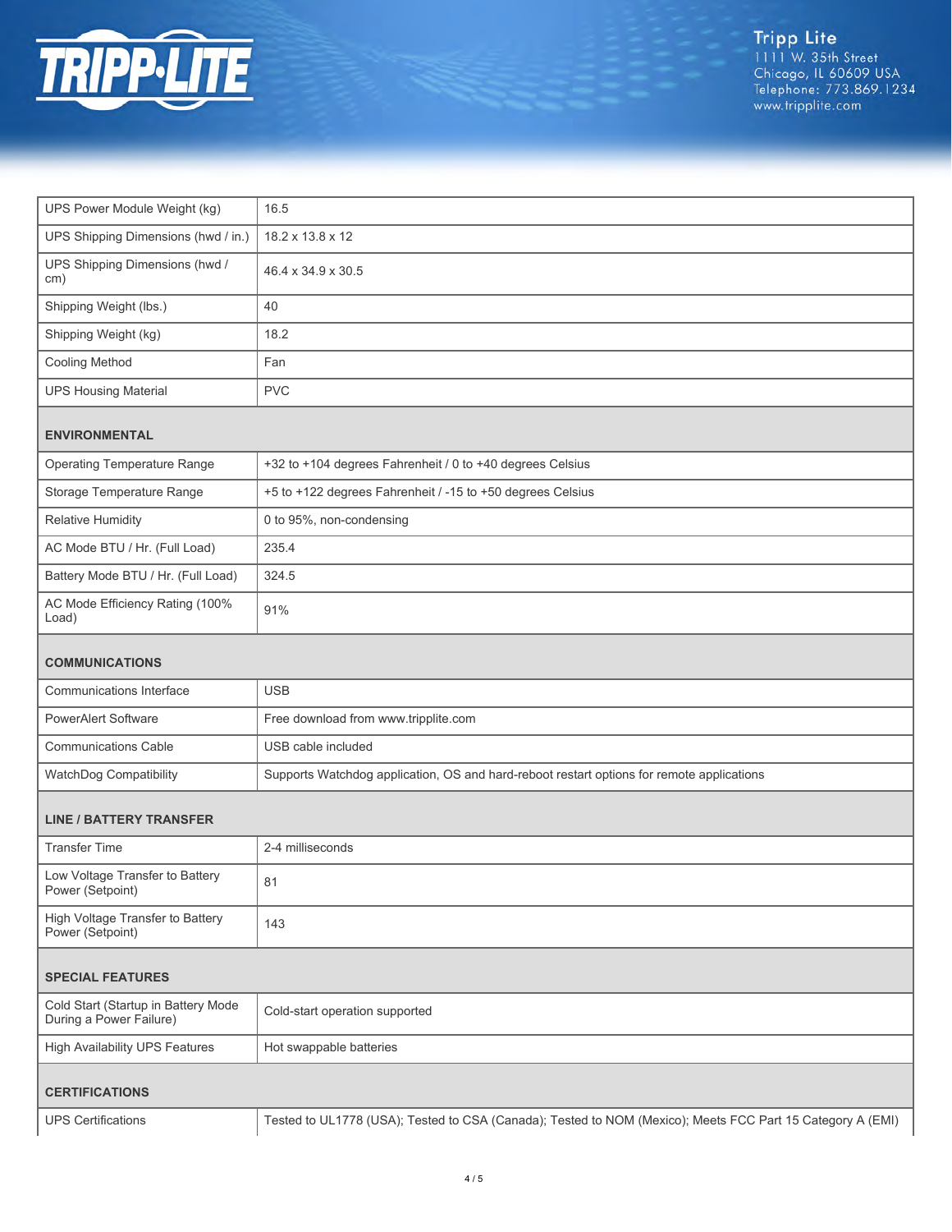| UPS Power Module Weight (kg) | 16.5 |
|---|---|
| UPS Shipping Dimensions (hwd / in.) | 18.2 x 13.8 x 12 |
| UPS Shipping Dimensions (hwd / cm) | 46.4 x 34.9 x 30.5 |
| Shipping Weight (lbs.) | 40 |
| Shipping Weight (kg) | 18.2 |
| Cooling Method | Fan |
| UPS Housing Material | PVC |

## ENVIRONMENTAL

| | |
|---|---|
| Operating Temperature Range | +32 to +104 degrees Fahrenheit / 0 to +40 degrees Celsius |
| Storage Temperature Range | +5 to +122 degrees Fahrenheit / -15 to +50 degrees Celsius |
| Relative Humidity | 0 to 95%, non-condensing |
| AC Mode BTU / Hr. (Full Load) | 235.4 |
| Battery Mode BTU / Hr. (Full Load) | 324.5 |
| AC Mode Efficiency Rating (100% Load) | 91% |

## COMMUNICATIONS

| | |
|---|---|
| Communications Interface | USB |
| PowerAlert Software | Free download from www.tripplite.com |
| Communications Cable | USB cable included |
| WatchDog Compatibility | Supports Watchdog application, OS and hard-reboot restart options for remote applications |

## LINE / BATTERY TRANSFER

| | |
|---|---|
| Transfer Time | 2-4 milliseconds |
| Low Voltage Transfer to Battery Power (Setpoint) | 81 |
| High Voltage Transfer to Battery Power (Setpoint) | 143 |

## SPECIAL FEATURES

| | |
|---|---|
| Cold Start (Startup in Battery Mode During a Power Failure) | Cold-start operation supported |
| High Availability UPS Features | Hot swappable batteries |

## CERTIFICATIONS

| | |
|---|---|
| UPS Certifications | Tested to UL1778 (USA); Tested to CSA (Canada); Tested to NOM (Mexico); Meets FCC Part 15 Category A (EMI) |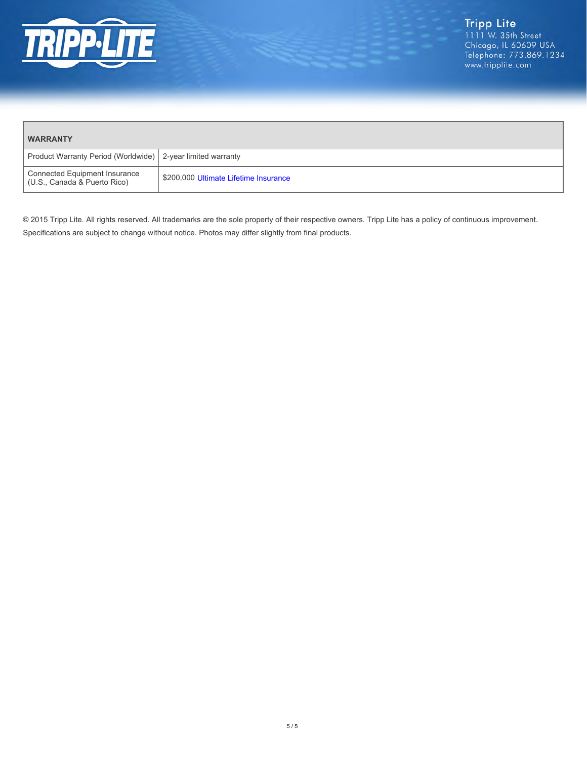| WARRANTY | |
| --- | --- |
| Product Warranty Period (Worldwide) | 2-year limited warranty |
| Connected Equipment Insurance (U.S., Canada & Puerto Rico) | $200,000 Ultimate Lifetime Insurance |

© 2015 Tripp Lite. All rights reserved. All trademarks are the sole property of their respective owners. Tripp Lite has a policy of continuous improvement. Specifications are subject to change without notice. Photos may differ slightly from final products.